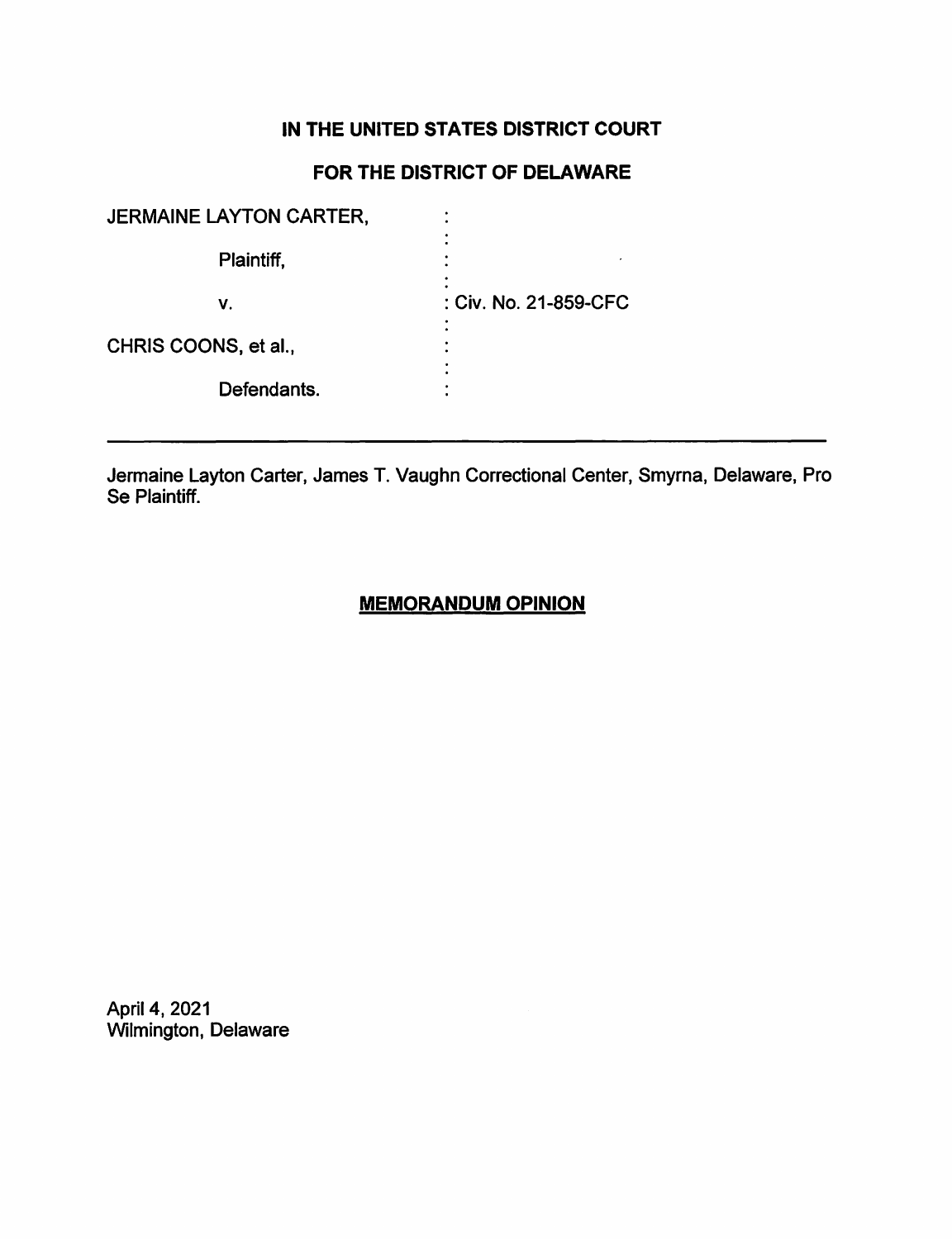# IN THE UNITED STATES DISTRICT COURT

# FOR THE DISTRICT OF DELAWARE

JERMAINE LAYTON CARTER,

Plaintiff,

v. : Civ. No. 21-859-CFC

CHRIS COONS, et al.,

Defendants.

---

Jermaine Layton Carter, James T. Vaughn Correctional Center, Smyrna, Delaware, Pro Se Plaintiff.

## **MEMORANDUM OPINION**

April 4, 2021
Wilmington, Delaware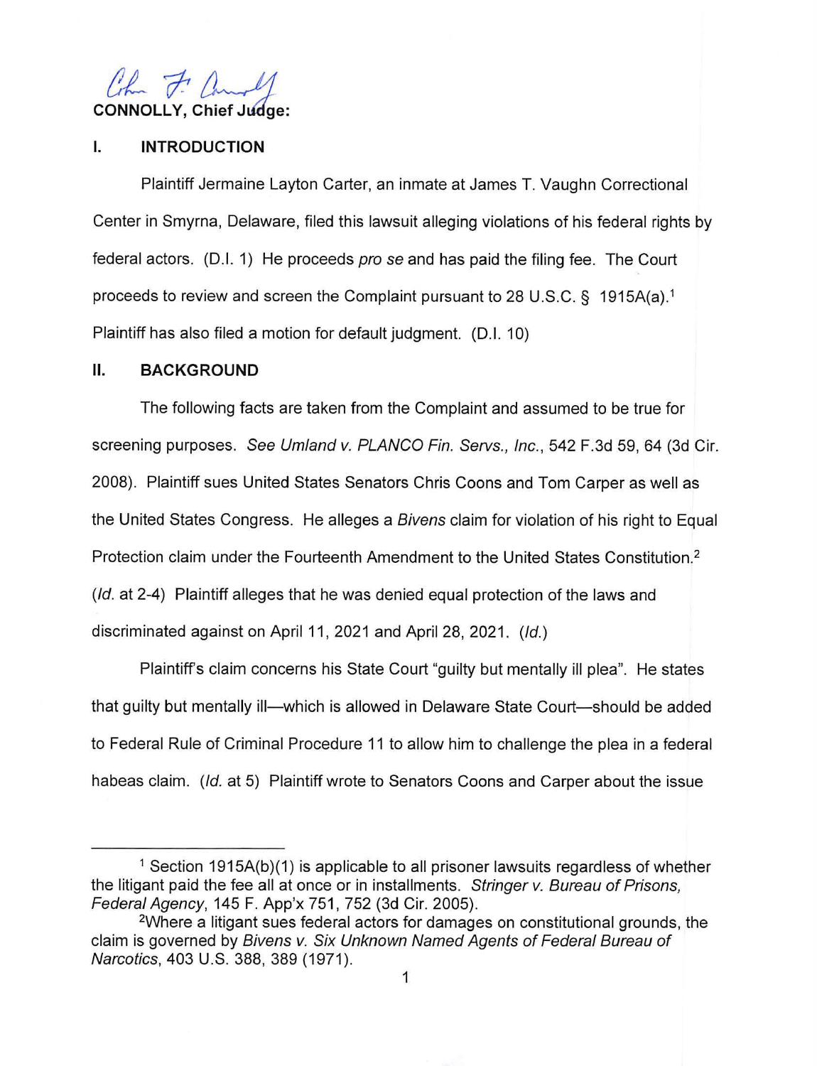**CONNOLLY, Chief Judge:**

## I. INTRODUCTION

Plaintiff Jermaine Layton Carter, an inmate at James T. Vaughn Correctional Center in Smyrna, Delaware, filed this lawsuit alleging violations of his federal rights by federal actors. (D.I. 1) He proceeds *pro se* and has paid the filing fee. The Court proceeds to review and screen the Complaint pursuant to 28 U.S.C. § 1915A(a).[1] Plaintiff has also filed a motion for default judgment. (D.I. 10)

## II. BACKGROUND

The following facts are taken from the Complaint and assumed to be true for screening purposes. *See Umland v. PLANCO Fin. Servs., Inc.*, 542 F.3d 59, 64 (3d Cir. 2008). Plaintiff sues United States Senators Chris Coons and Tom Carper as well as the United States Congress. He alleges a *Bivens* claim for violation of his right to Equal Protection claim under the Fourteenth Amendment to the United States Constitution.[2] (*Id.* at 2-4) Plaintiff alleges that he was denied equal protection of the laws and discriminated against on April 11, 2021 and April 28, 2021. (*Id.*)

Plaintiff's claim concerns his State Court "guilty but mentally ill plea". He states that guilty but mentally ill—which is allowed in Delaware State Court—should be added to Federal Rule of Criminal Procedure 11 to allow him to challenge the plea in a federal habeas claim. (*Id.* at 5) Plaintiff wrote to Senators Coons and Carper about the issue

---

[1] Section 1915A(b)(1) is applicable to all prisoner lawsuits regardless of whether the litigant paid the fee all at once or in installments. *Stringer v. Bureau of Prisons, Federal Agency*, 145 F. App'x 751, 752 (3d Cir. 2005).

[2] Where a litigant sues federal actors for damages on constitutional grounds, the claim is governed by *Bivens v. Six Unknown Named Agents of Federal Bureau of Narcotics*, 403 U.S. 388, 389 (1971).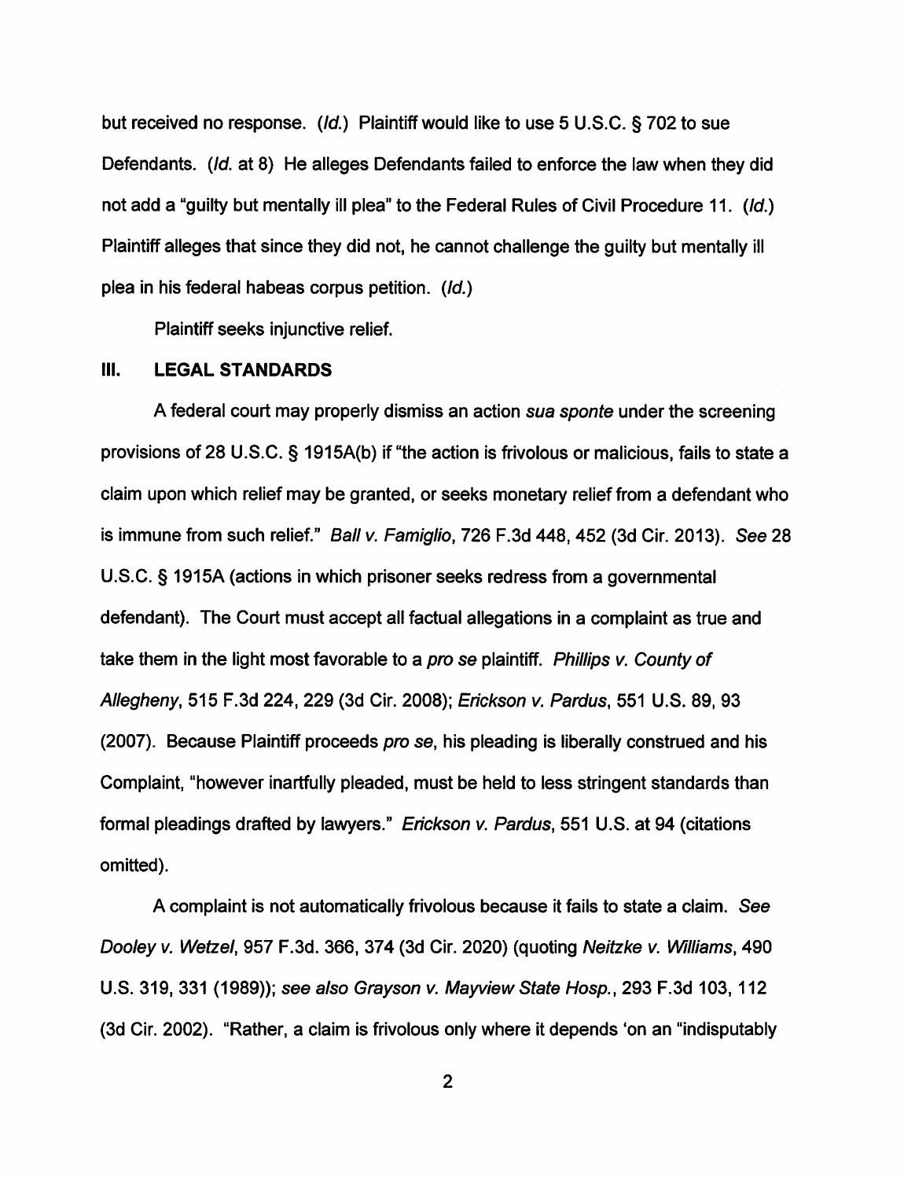but received no response. (*Id.*) Plaintiff would like to use 5 U.S.C. § 702 to sue Defendants. (*Id.* at 8) He alleges Defendants failed to enforce the law when they did not add a "guilty but mentally ill plea" to the Federal Rules of Civil Procedure 11. (*Id.*) Plaintiff alleges that since they did not, he cannot challenge the guilty but mentally ill plea in his federal habeas corpus petition. (*Id.*)

Plaintiff seeks injunctive relief.

## III. LEGAL STANDARDS

A federal court may properly dismiss an action *sua sponte* under the screening provisions of 28 U.S.C. § 1915A(b) if "the action is frivolous or malicious, fails to state a claim upon which relief may be granted, or seeks monetary relief from a defendant who is immune from such relief." *Ball v. Famiglio*, 726 F.3d 448, 452 (3d Cir. 2013). *See* 28 U.S.C. § 1915A (actions in which prisoner seeks redress from a governmental defendant). The Court must accept all factual allegations in a complaint as true and take them in the light most favorable to a *pro se* plaintiff. *Phillips v. County of Allegheny*, 515 F.3d 224, 229 (3d Cir. 2008); *Erickson v. Pardus*, 551 U.S. 89, 93 (2007). Because Plaintiff proceeds *pro se*, his pleading is liberally construed and his Complaint, "however inartfully pleaded, must be held to less stringent standards than formal pleadings drafted by lawyers." *Erickson v. Pardus*, 551 U.S. at 94 (citations omitted).

A complaint is not automatically frivolous because it fails to state a claim. *See Dooley v. Wetzel*, 957 F.3d. 366, 374 (3d Cir. 2020) (quoting *Neitzke v. Williams*, 490 U.S. 319, 331 (1989)); *see also Grayson v. Mayview State Hosp.*, 293 F.3d 103, 112 (3d Cir. 2002). "Rather, a claim is frivolous only where it depends 'on an "indisputably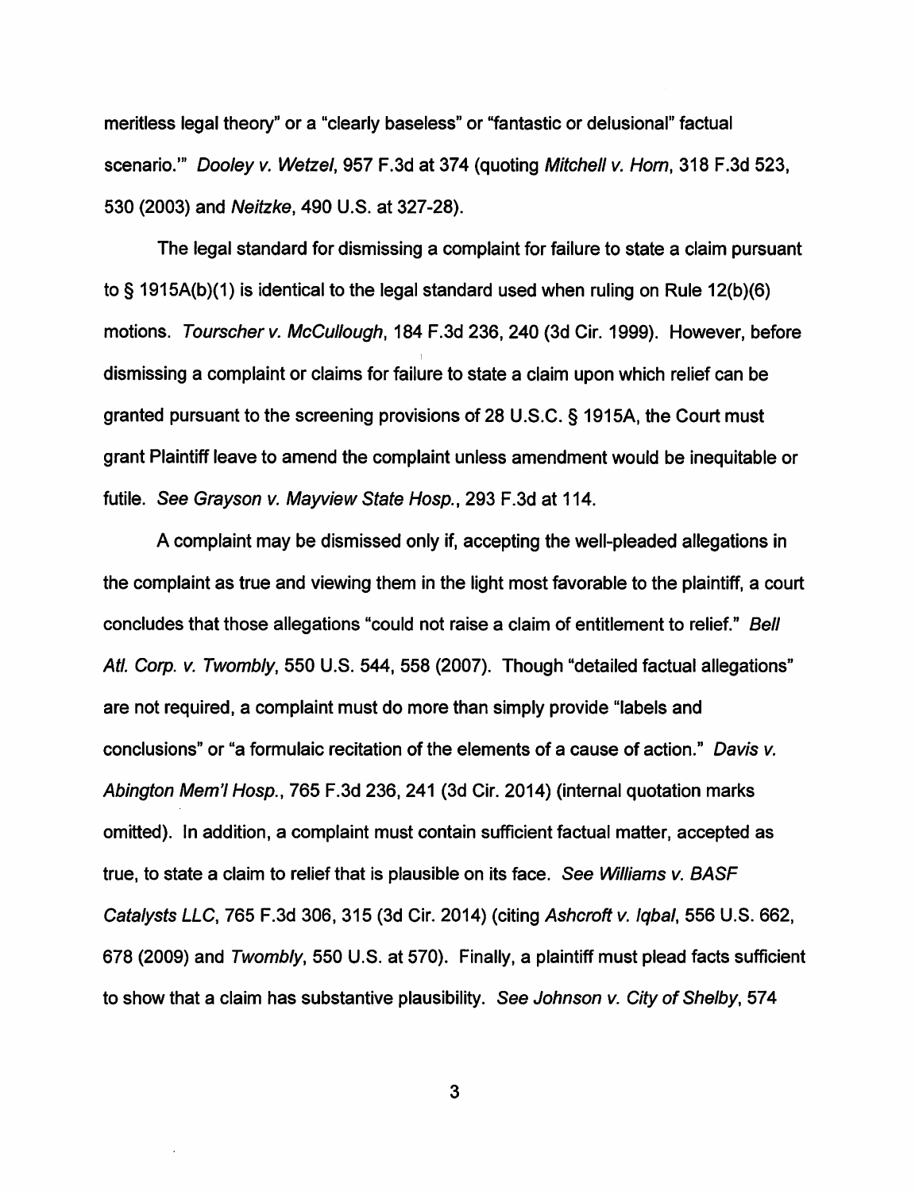meritless legal theory" or a "clearly baseless" or "fantastic or delusional" factual scenario.'" *Dooley v. Wetzel*, 957 F.3d at 374 (quoting *Mitchell v. Horn*, 318 F.3d 523, 530 (2003) and *Neitzke*, 490 U.S. at 327-28).

The legal standard for dismissing a complaint for failure to state a claim pursuant to § 1915A(b)(1) is identical to the legal standard used when ruling on Rule 12(b)(6) motions. *Tourscher v. McCullough*, 184 F.3d 236, 240 (3d Cir. 1999). However, before dismissing a complaint or claims for failure to state a claim upon which relief can be granted pursuant to the screening provisions of 28 U.S.C. § 1915A, the Court must grant Plaintiff leave to amend the complaint unless amendment would be inequitable or futile. *See Grayson v. Mayview State Hosp.*, 293 F.3d at 114.

A complaint may be dismissed only if, accepting the well-pleaded allegations in the complaint as true and viewing them in the light most favorable to the plaintiff, a court concludes that those allegations "could not raise a claim of entitlement to relief." *Bell Atl. Corp. v. Twombly*, 550 U.S. 544, 558 (2007). Though "detailed factual allegations" are not required, a complaint must do more than simply provide "labels and conclusions" or "a formulaic recitation of the elements of a cause of action." *Davis v. Abington Mem'l Hosp.*, 765 F.3d 236, 241 (3d Cir. 2014) (internal quotation marks omitted). In addition, a complaint must contain sufficient factual matter, accepted as true, to state a claim to relief that is plausible on its face. *See Williams v. BASF Catalysts LLC*, 765 F.3d 306, 315 (3d Cir. 2014) (citing *Ashcroft v. Iqbal*, 556 U.S. 662, 678 (2009) and *Twombly*, 550 U.S. at 570). Finally, a plaintiff must plead facts sufficient to show that a claim has substantive plausibility. *See Johnson v. City of Shelby*, 574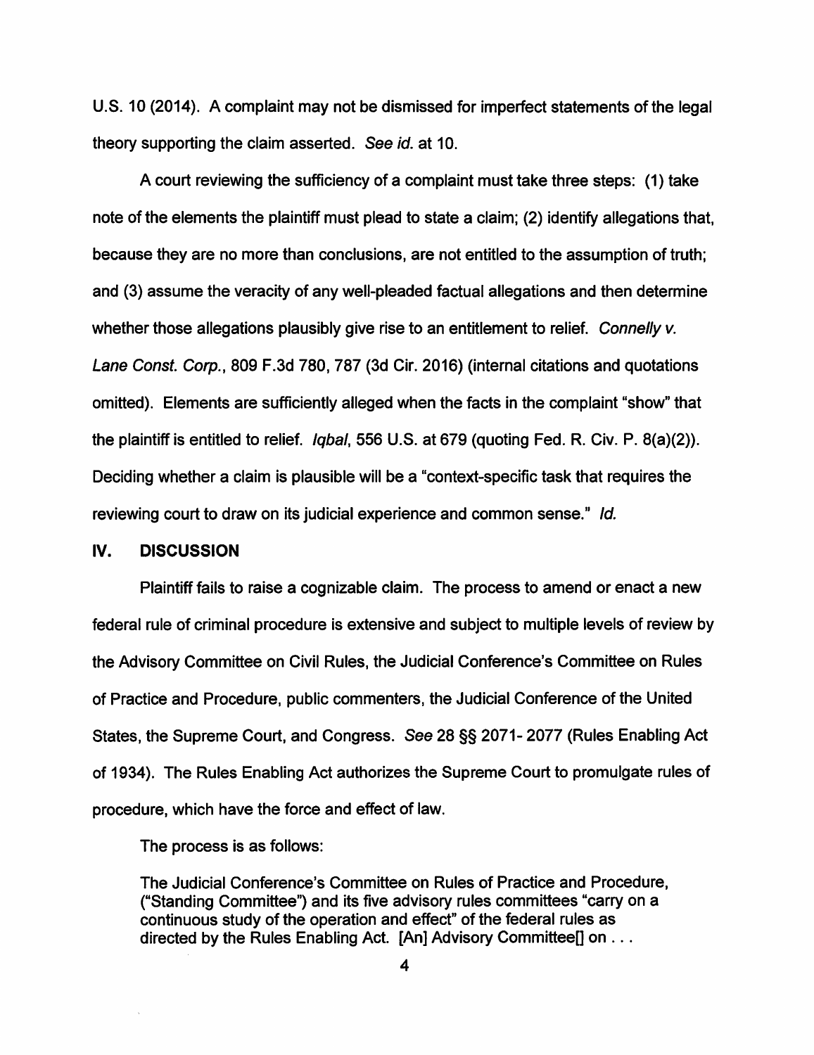U.S. 10 (2014). A complaint may not be dismissed for imperfect statements of the legal theory supporting the claim asserted. *See id.* at 10.

A court reviewing the sufficiency of a complaint must take three steps: (1) take note of the elements the plaintiff must plead to state a claim; (2) identify allegations that, because they are no more than conclusions, are not entitled to the assumption of truth; and (3) assume the veracity of any well-pleaded factual allegations and then determine whether those allegations plausibly give rise to an entitlement to relief. *Connelly v. Lane Const. Corp.*, 809 F.3d 780, 787 (3d Cir. 2016) (internal citations and quotations omitted). Elements are sufficiently alleged when the facts in the complaint "show" that the plaintiff is entitled to relief. *Iqbal*, 556 U.S. at 679 (quoting Fed. R. Civ. P. 8(a)(2)). Deciding whether a claim is plausible will be a "context-specific task that requires the reviewing court to draw on its judicial experience and common sense." *Id.*

## IV. DISCUSSION

Plaintiff fails to raise a cognizable claim. The process to amend or enact a new federal rule of criminal procedure is extensive and subject to multiple levels of review by the Advisory Committee on Civil Rules, the Judicial Conference's Committee on Rules of Practice and Procedure, public commenters, the Judicial Conference of the United States, the Supreme Court, and Congress. *See* 28 §§ 2071- 2077 (Rules Enabling Act of 1934). The Rules Enabling Act authorizes the Supreme Court to promulgate rules of procedure, which have the force and effect of law.

The process is as follows:

> The Judicial Conference's Committee on Rules of Practice and Procedure, ("Standing Committee") and its five advisory rules committees "carry on a continuous study of the operation and effect" of the federal rules as directed by the Rules Enabling Act. [An] Advisory Committee[] on . . .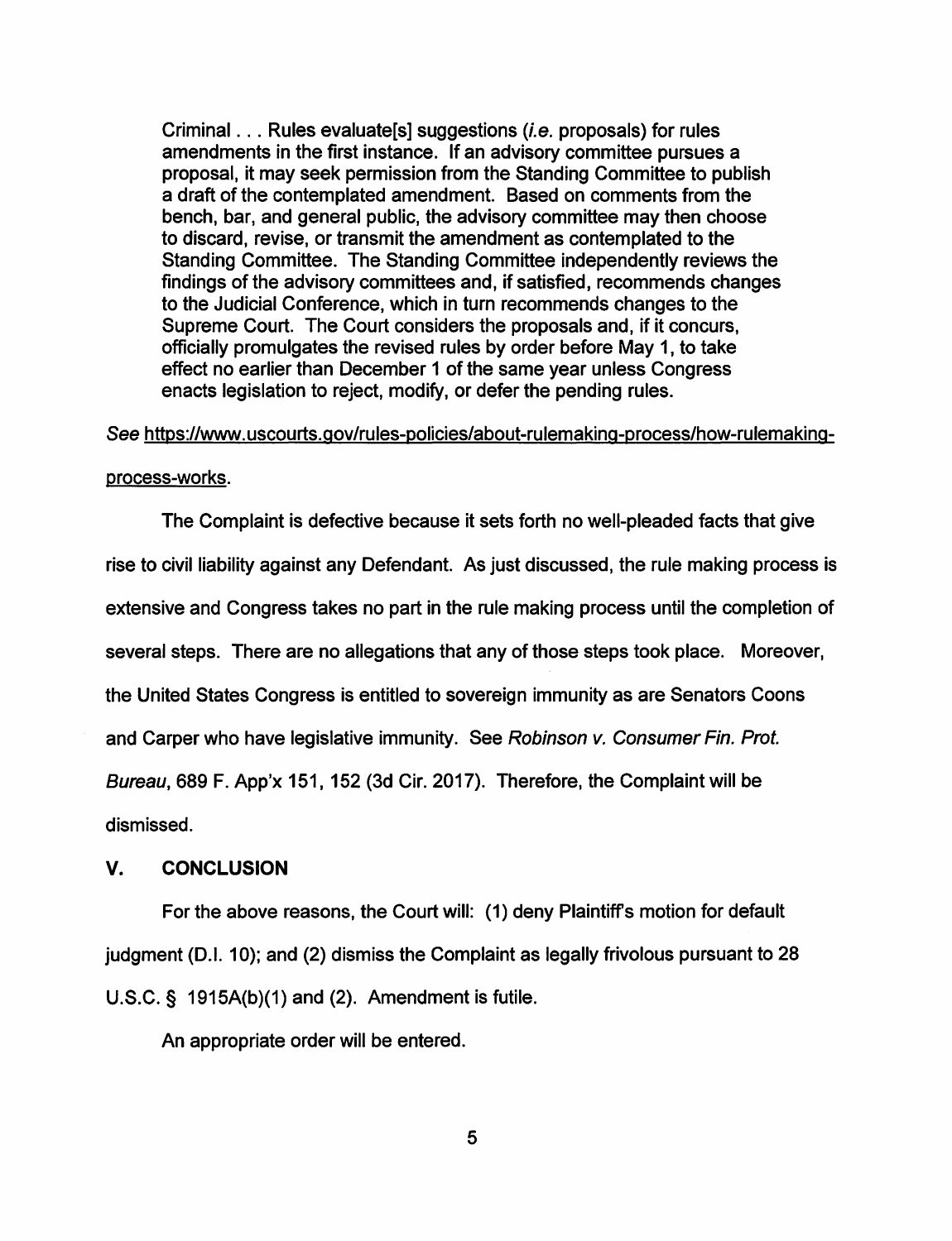> Criminal . . . Rules evaluate[s] suggestions (*i.e.* proposals) for rules amendments in the first instance. If an advisory committee pursues a proposal, it may seek permission from the Standing Committee to publish a draft of the contemplated amendment. Based on comments from the bench, bar, and general public, the advisory committee may then choose to discard, revise, or transmit the amendment as contemplated to the Standing Committee. The Standing Committee independently reviews the findings of the advisory committees and, if satisfied, recommends changes to the Judicial Conference, which in turn recommends changes to the Supreme Court. The Court considers the proposals and, if it concurs, officially promulgates the revised rules by order before May 1, to take effect no earlier than December 1 of the same year unless Congress enacts legislation to reject, modify, or defer the pending rules.

*See* https://www.uscourts.gov/rules-policies/about-rulemaking-process/how-rulemaking-process-works.

The Complaint is defective because it sets forth no well-pleaded facts that give rise to civil liability against any Defendant. As just discussed, the rule making process is extensive and Congress takes no part in the rule making process until the completion of several steps. There are no allegations that any of those steps took place. Moreover, the United States Congress is entitled to sovereign immunity as are Senators Coons and Carper who have legislative immunity. See *Robinson v. Consumer Fin. Prot. Bureau*, 689 F. App'x 151, 152 (3d Cir. 2017). Therefore, the Complaint will be dismissed.

## V. CONCLUSION

For the above reasons, the Court will: (1) deny Plaintiff's motion for default judgment (D.I. 10); and (2) dismiss the Complaint as legally frivolous pursuant to 28 U.S.C. § 1915A(b)(1) and (2). Amendment is futile.

An appropriate order will be entered.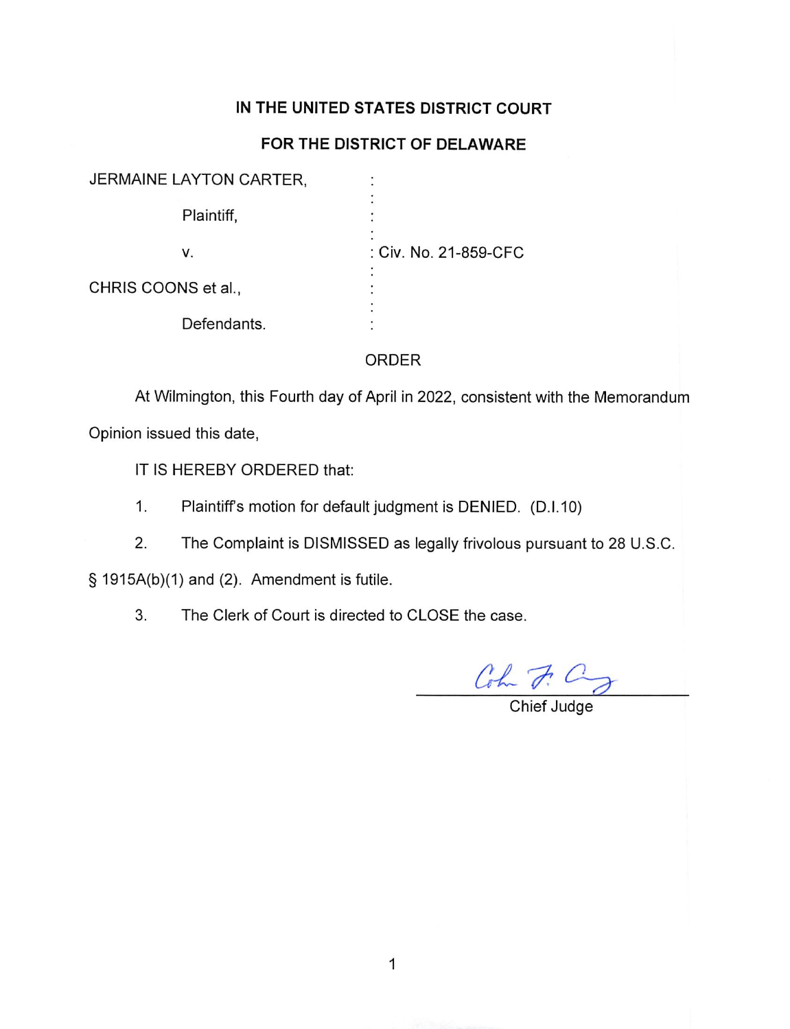**IN THE UNITED STATES DISTRICT COURT**

**FOR THE DISTRICT OF DELAWARE**

JERMAINE LAYTON CARTER,

Plaintiff,

v.

: Civ. No. 21-859-CFC

CHRIS COONS et al.,

Defendants.

ORDER

At Wilmington, this Fourth day of April in 2022, consistent with the Memorandum Opinion issued this date,

IT IS HEREBY ORDERED that:

1. Plaintiff's motion for default judgment is DENIED. (D.I.10)

2. The Complaint is DISMISSED as legally frivolous pursuant to 28 U.S.C. § 1915A(b)(1) and (2). Amendment is futile.

3. The Clerk of Court is directed to CLOSE the case.

Chief Judge